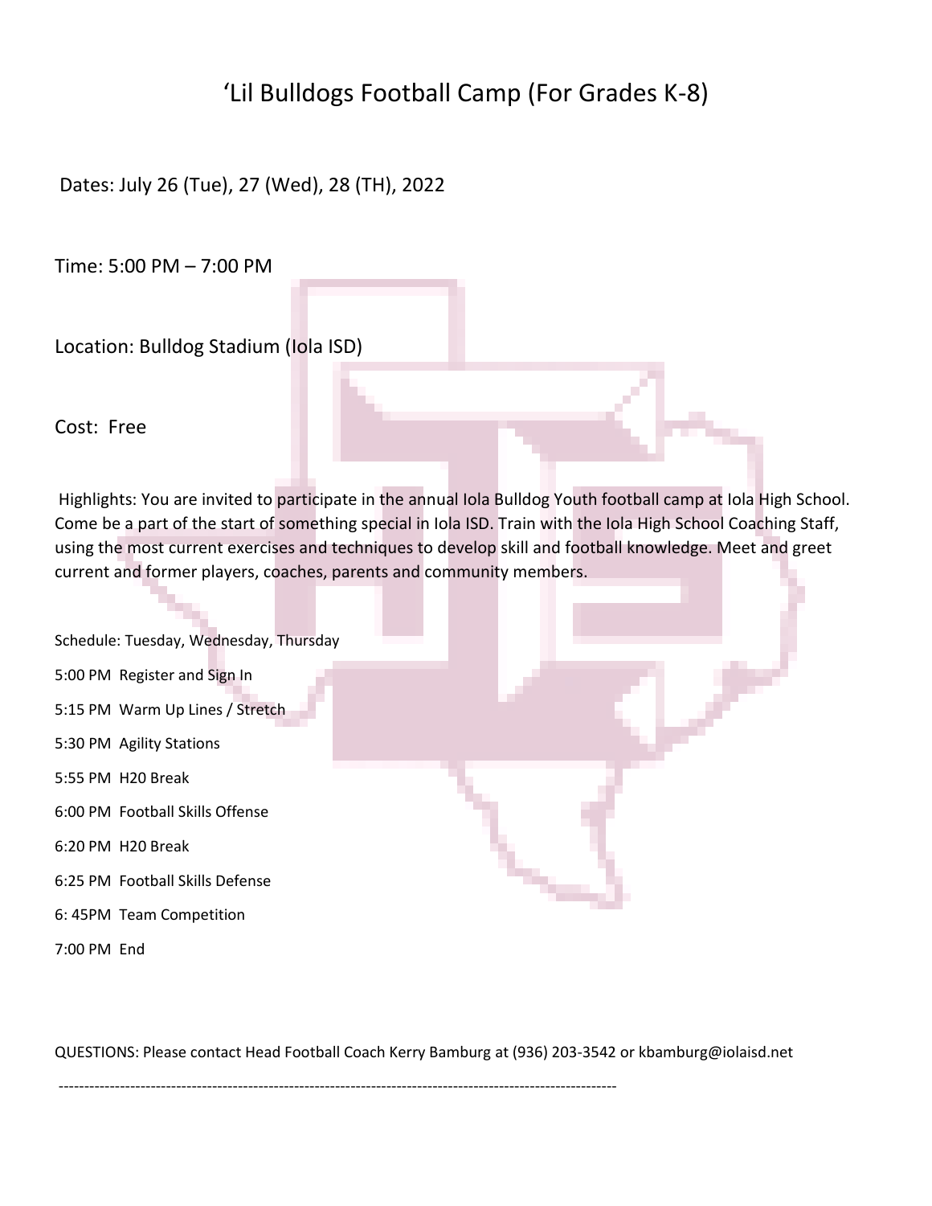# ‘Lil Bulldogs Football Camp (For Grades K-8)

Dates: July 26 (Tue), 27 (Wed), 28 (TH), 2022

Time: 5:00 PM – 7:00 PM

Location: Bulldog Stadium (Iola ISD)

Cost: Free

Highlights: You are invited to participate in the annual Iola Bulldog Youth football camp at Iola High School. Come be a part of the start of something special in Iola ISD. Train with the Iola High School Coaching Staff, using the most current exercises and techniques to develop skill and football knowledge. Meet and greet current and former players, coaches, parents and community members.

Schedule: Tuesday, Wednesday, Thursday

5:00 PM Register and Sign In

5:15 PM Warm Up Lines / Stretch

5:30 PM Agility Stations

5:55 PM H20 Break

6:00 PM Football Skills Offense

6:20 PM H20 Break

6:25 PM Football Skills Defense

6: 45PM Team Competition

7:00 PM End

QUESTIONS: Please contact Head Football Coach Kerry Bamburg at (936) 203-3542 or kbamburg@iolaisd.net

-----------------------------------------------------------------------------------------------------------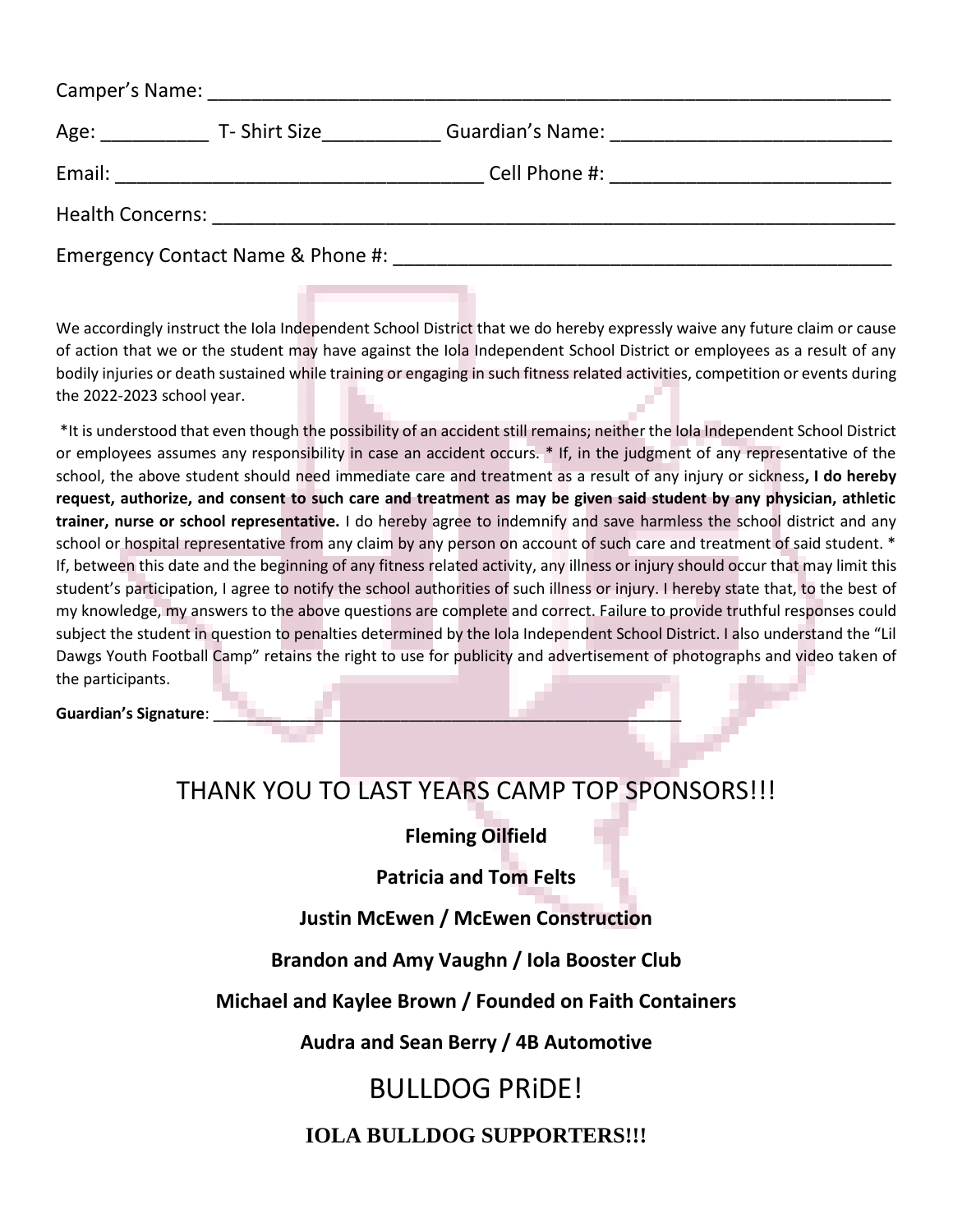Camper's Name: ___________________________________________________________

Age: __________ T- Shirt Size___________ Guardian's Name: ___________________________

Email: ___________________________________ Cell Phone #: __________________________

Health Concerns: __________________________________________________________________

Emergency Contact Name & Phone #: ______________________________________________

We accordingly instruct the Iola Independent School District that we do hereby expressly waive any future claim or cause of action that we or the student may have against the Iola Independent School District or employees as a result of any bodily injuries or death sustained while training or engaging in such fitness related activities, competition or events during the 2022-2023 school year.

*It is understood that even though the possibility of an accident still remains; neither the Iola Independent School District or employees assumes any responsibility in case an accident occurs. * If, in the judgment of any representative of the school, the above student should need immediate care and treatment as a result of any injury or sickness**, I do hereby request, authorize, and consent to such care and treatment as may be given said student by any physician, athletic trainer, nurse or school representative.** I do hereby agree to indemnify and save harmless the school district and any school or hospital representative from any claim by any person on account of such care and treatment of said student. * If, between this date and the beginning of any fitness related activity, any illness or injury should occur that may limit this student's participation, I agree to notify the school authorities of such illness or injury. I hereby state that, to the best of my knowledge, my answers to the above questions are complete and correct. Failure to provide truthful responses could subject the student in question to penalties determined by the Iola Independent School District. I also understand the "Lil Dawgs Youth Football Camp" retains the right to use for publicity and advertisement of photographs and video taken of the participants.

**Guardian's Signature**: _______________________________________________________

THANK YOU TO LAST YEARS CAMP TOP SPONSORS!!!

**Fleming Oilfield**

**Patricia and Tom Felts**

**Justin McEwen / McEwen Construction**

**Brandon and Amy Vaughn / Iola Booster Club**

**Michael and Kaylee Brown / Founded on Faith Containers**

**Audra and Sean Berry / 4B Automotive**

BULLDOG PRiDE!

**IOLA BULLDOG SUPPORTERS!!!**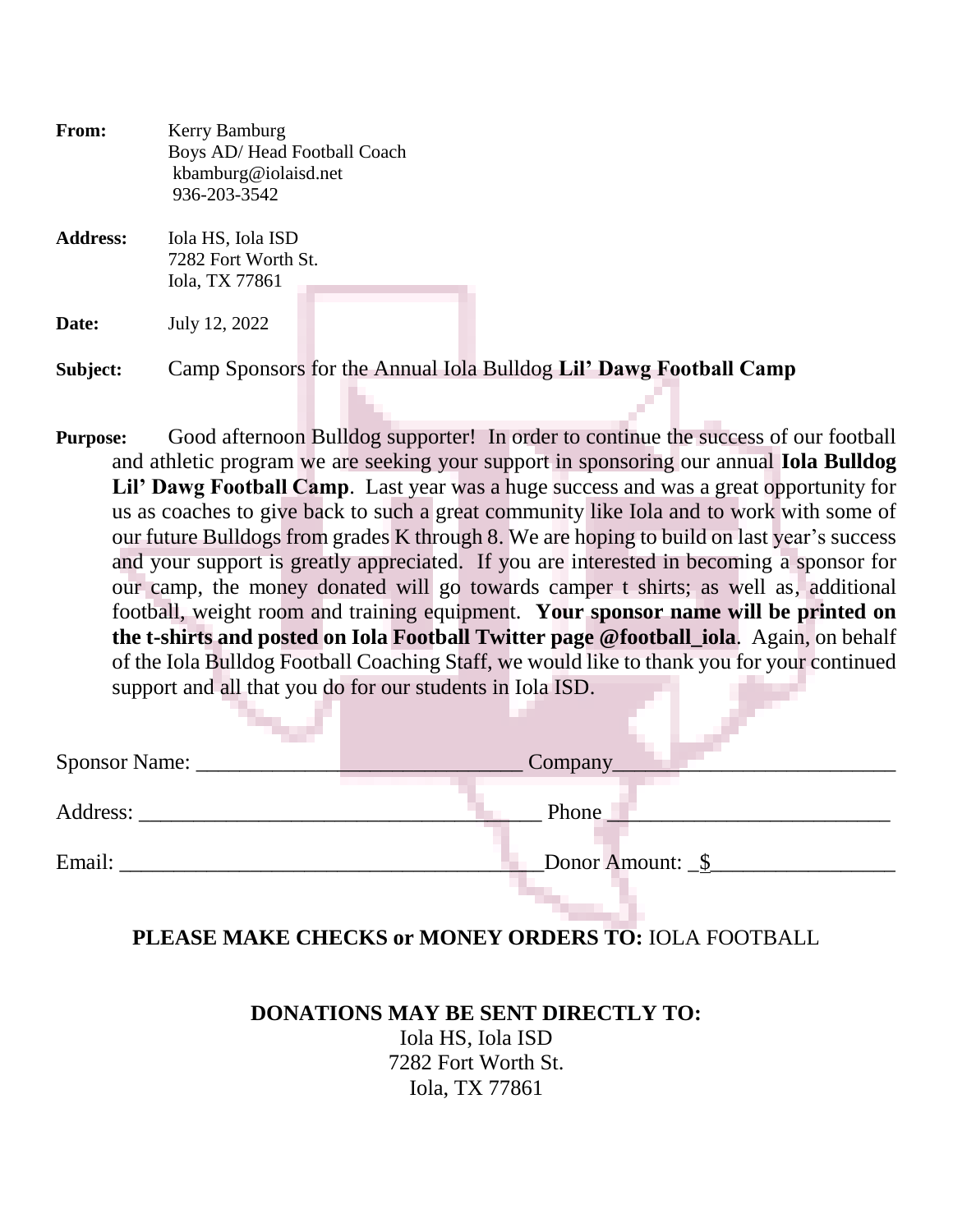**From:** Kerry Bamburg
Boys AD/ Head Football Coach
kbamburg@iolaisd.net
936-203-3542

**Address:** Iola HS, Iola ISD
7282 Fort Worth St.
Iola, TX 77861

**Date:** July 12, 2022

**Subject:** Camp Sponsors for the Annual Iola Bulldog **Lil' Dawg Football Camp**

**Purpose:** Good afternoon Bulldog supporter! In order to continue the success of our football and athletic program we are seeking your support in sponsoring our annual **Iola Bulldog Lil' Dawg Football Camp**. Last year was a huge success and was a great opportunity for us as coaches to give back to such a great community like Iola and to work with some of our future Bulldogs from grades K through 8. We are hoping to build on last year's success and your support is greatly appreciated. If you are interested in becoming a sponsor for our camp, the money donated will go towards camper t shirts; as well as, additional football, weight room and training equipment. **Your sponsor name will be printed on the t-shirts and posted on Iola Football Twitter page @football_iola**. Again, on behalf of the Iola Bulldog Football Coaching Staff, we would like to thank you for your continued support and all that you do for our students in Iola ISD.

Sponsor Name: ______________________________ Company__________________________

Address: _____________________________________ Phone __________________________

Email: ________________________________________Donor Amount: _$_________________

**PLEASE MAKE CHECKS or MONEY ORDERS TO:** IOLA FOOTBALL

**DONATIONS MAY BE SENT DIRECTLY TO:**

Iola HS, Iola ISD
7282 Fort Worth St.
Iola, TX 77861